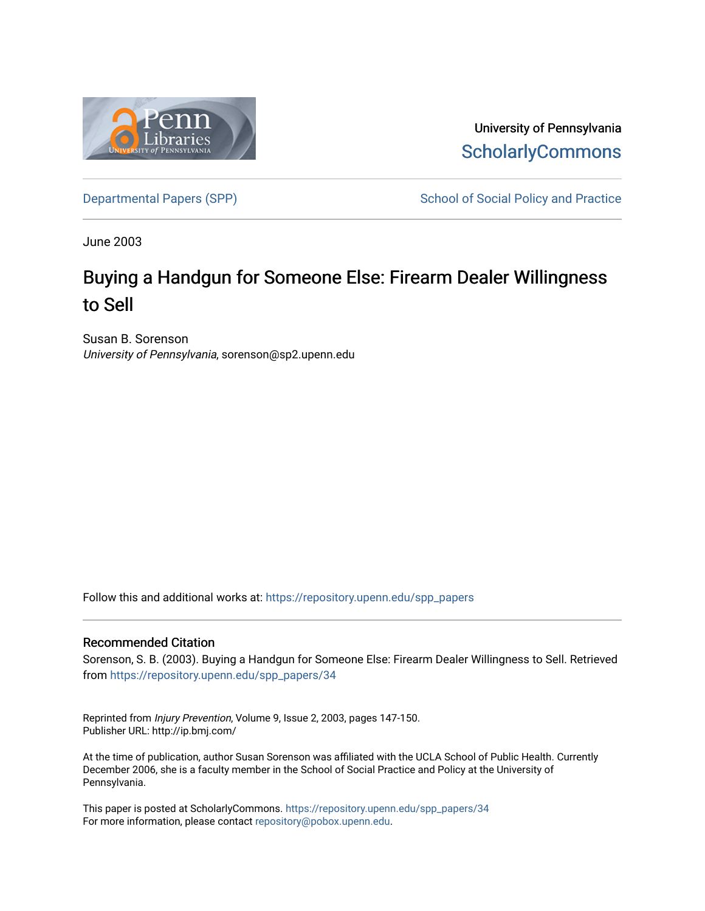University of Pennsylvania
ScholarlyCommons

Departmental Papers (SPP) | School of Social Policy and Practice

June 2003

# Buying a Handgun for Someone Else: Firearm Dealer Willingness to Sell

Susan B. Sorenson
*University of Pennsylvania*, sorenson@sp2.upenn.edu

Follow this and additional works at: https://repository.upenn.edu/spp_papers

## Recommended Citation

Sorenson, S. B. (2003). Buying a Handgun for Someone Else: Firearm Dealer Willingness to Sell. Retrieved from https://repository.upenn.edu/spp_papers/34

Reprinted from *Injury Prevention*, Volume 9, Issue 2, 2003, pages 147-150.
Publisher URL: http://ip.bmj.com/

At the time of publication, author Susan Sorenson was affiliated with the UCLA School of Public Health. Currently December 2006, she is a faculty member in the School of Social Practice and Policy at the University of Pennsylvania.

This paper is posted at ScholarlyCommons. https://repository.upenn.edu/spp_papers/34
For more information, please contact repository@pobox.upenn.edu.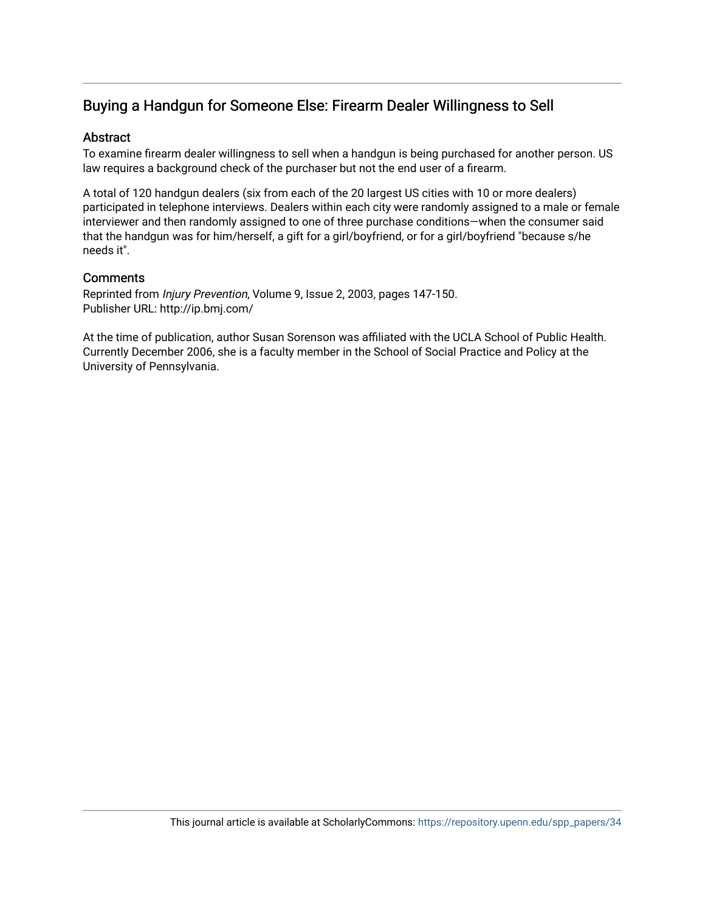# Buying a Handgun for Someone Else: Firearm Dealer Willingness to Sell

## Abstract

To examine firearm dealer willingness to sell when a handgun is being purchased for another person. US law requires a background check of the purchaser but not the end user of a firearm.

A total of 120 handgun dealers (six from each of the 20 largest US cities with 10 or more dealers) participated in telephone interviews. Dealers within each city were randomly assigned to a male or female interviewer and then randomly assigned to one of three purchase conditions—when the consumer said that the handgun was for him/herself, a gift for a girl/boyfriend, or for a girl/boyfriend "because s/he needs it".

## Comments

Reprinted from *Injury Prevention*, Volume 9, Issue 2, 2003, pages 147-150.
Publisher URL: http://ip.bmj.com/

At the time of publication, author Susan Sorenson was affiliated with the UCLA School of Public Health. Currently December 2006, she is a faculty member in the School of Social Practice and Policy at the University of Pennsylvania.

This journal article is available at ScholarlyCommons: https://repository.upenn.edu/spp_papers/34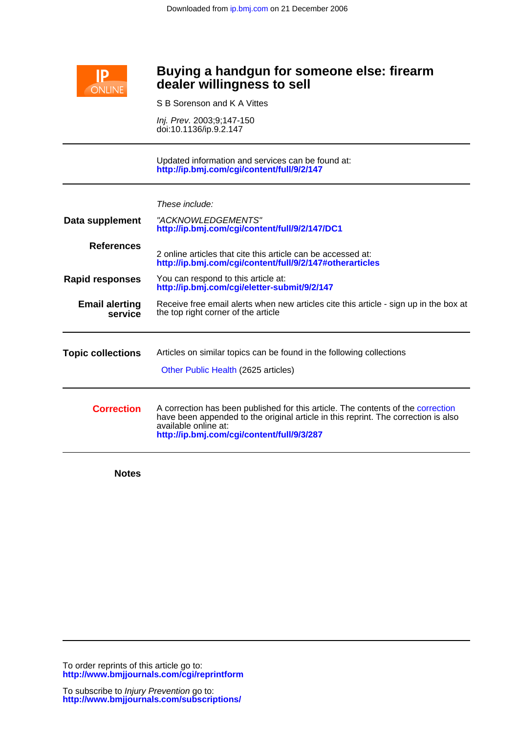Downloaded from ip.bmj.com on 21 December 2006

# Buying a handgun for someone else: firearm dealer willingness to sell

S B Sorenson and K A Vittes

*Inj. Prev.* 2003;9;147-150
doi:10.1136/ip.9.2.147

Updated information and services can be found at:
**http://ip.bmj.com/cgi/content/full/9/2/147**

*These include:*

**Data supplement**
"ACKNOWLEDGEMENTS"
**http://ip.bmj.com/cgi/content/full/9/2/147/DC1**

**References**
2 online articles that cite this article can be accessed at:
**http://ip.bmj.com/cgi/content/full/9/2/147#otherarticles**

**Rapid responses**
You can respond to this article at:
**http://ip.bmj.com/cgi/eletter-submit/9/2/147**

**Email alerting service**
Receive free email alerts when new articles cite this article - sign up in the box at the top right corner of the article

**Topic collections**
Articles on similar topics can be found in the following collections

Other Public Health (2625 articles)

**Correction**
A correction has been published for this article. The contents of the correction have been appended to the original article in this reprint. The correction is also available online at:
**http://ip.bmj.com/cgi/content/full/9/3/287**

**Notes**

To order reprints of this article go to:
**http://www.bmjjournals.com/cgi/reprintform**

To subscribe to *Injury Prevention* go to:
**http://www.bmjjournals.com/subscriptions/**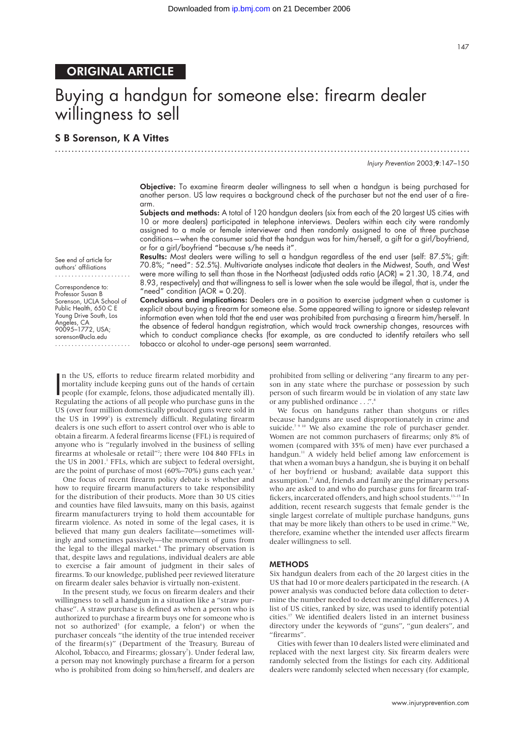## ORIGINAL ARTICLE

# Buying a handgun for someone else: firearm dealer willingness to sell

### S B Sorenson, K A Vittes

See end of article for authors' affiliations

Correspondence to: Professor Susan B Sorenson, UCLA School of Public Health, 650 C E Young Drive South, Los Angeles, CA 90095–1772, USA; sorenson@ucla.edu

**Objective:** To examine firearm dealer willingness to sell when a handgun is being purchased for another person. US law requires a background check of the purchaser but not the end user of a firearm.

**Subjects and methods:** A total of 120 handgun dealers (six from each of the 20 largest US cities with 10 or more dealers) participated in telephone interviews. Dealers within each city were randomly assigned to a male or female interviewer and then randomly assigned to one of three purchase conditions—when the consumer said that the handgun was for him/herself, a gift for a girl/boyfriend, or for a girl/boyfriend "because s/he needs it".

**Results:** Most dealers were willing to sell a handgun regardless of the end user (self: 87.5%; gift: 70.8%; "need": 52.5%). Multivariate analyses indicate that dealers in the Midwest, South, and West were more willing to sell than those in the Northeast (adjusted odds ratio (AOR) = 21.30, 18.74, and 8.93, respectively) and that willingness to sell is lower when the sale would be illegal, that is, under the "need" condition (AOR = 0.20).

**Conclusions and implications:** Dealers are in a position to exercise judgment when a customer is explicit about buying a firearm for someone else. Some appeared willing to ignore or sidestep relevant information even when told that the end user was prohibited from purchasing a firearm him/herself. In the absence of federal handgun registration, which would track ownership changes, resources with which to conduct compliance checks (for example, as are conducted to identify retailers who sell tobacco or alcohol to under-age persons) seem warranted.

In the US, efforts to reduce firearm related morbidity and mortality include keeping guns out of the hands of certain people (for example, felons, those adjudicated mentally ill). Regulating the actions of all people who purchase guns in the US (over four million domestically produced guns were sold in the US in 1999[1]) is extremely difficult. Regulating firearm dealers is one such effort to assert control over who is able to obtain a firearm. A federal firearms license (FFL) is required of anyone who is "regularly involved in the business of selling firearms at wholesale or retail"[2]; there were 104 840 FFLs in the US in 2001.[1] FFLs, which are subject to federal oversight, are the point of purchase of most (60%–70%) guns each year.[3]

One focus of recent firearm policy debate is whether and how to require firearm manufacturers to take responsibility for the distribution of their products. More than 30 US cities and counties have filed lawsuits, many on this basis, against firearm manufacturers trying to hold them accountable for firearm violence. As noted in some of the legal cases, it is believed that many gun dealers facilitate—sometimes willingly and sometimes passively—the movement of guns from the legal to the illegal market.[4] The primary observation is that, despite laws and regulations, individual dealers are able to exercise a fair amount of judgment in their sales of firearms. To our knowledge, published peer reviewed literature on firearm dealer sales behavior is virtually non-existent.

In the present study, we focus on firearm dealers and their willingness to sell a handgun in a situation like a "straw purchase". A straw purchase is defined as when a person who is authorized to purchase a firearm buys one for someone who is not so authorized[5] (for example, a felon[6]) or when the purchaser conceals "the identity of the true intended receiver of the firearm(s)" (Department of the Treasury, Bureau of Alcohol, Tobacco, and Firearms; glossary[7]). Under federal law, a person may not knowingly purchase a firearm for a person who is prohibited from doing so him/herself, and dealers are prohibited from selling or delivering "any firearm to any person in any state where the purchase or possession by such person of such firearm would be in violation of any state law or any published ordinance . . .".[8]

We focus on handguns rather than shotguns or rifles because handguns are used disproportionately in crime and suicide.[7,9,10] We also examine the role of purchaser gender. Women are not common purchasers of firearms; only 8% of women (compared with 35% of men) have ever purchased a handgun.[11] A widely held belief among law enforcement is that when a woman buys a handgun, she is buying it on behalf of her boyfriend or husband; available data support this assumption.[12] And, friends and family are the primary persons who are asked to and who do purchase guns for firearm traffickers, incarcerated offenders, and high school students.[13–15] In addition, recent research suggests that female gender is the single largest correlate of multiple purchase handguns, guns that may be more likely than others to be used in crime.[16] We, therefore, examine whether the intended user affects firearm dealer willingness to sell.

## METHODS

Six handgun dealers from each of the 20 largest cities in the US that had 10 or more dealers participated in the research. (A power analysis was conducted before data collection to determine the number needed to detect meaningful differences.) A list of US cities, ranked by size, was used to identify potential cities.[17] We identified dealers listed in an internet business directory under the keywords of "guns", "gun dealers", and "firearms".

Cities with fewer than 10 dealers listed were eliminated and replaced with the next largest city. Six firearm dealers were randomly selected from the listings for each city. Additional dealers were randomly selected when necessary (for example,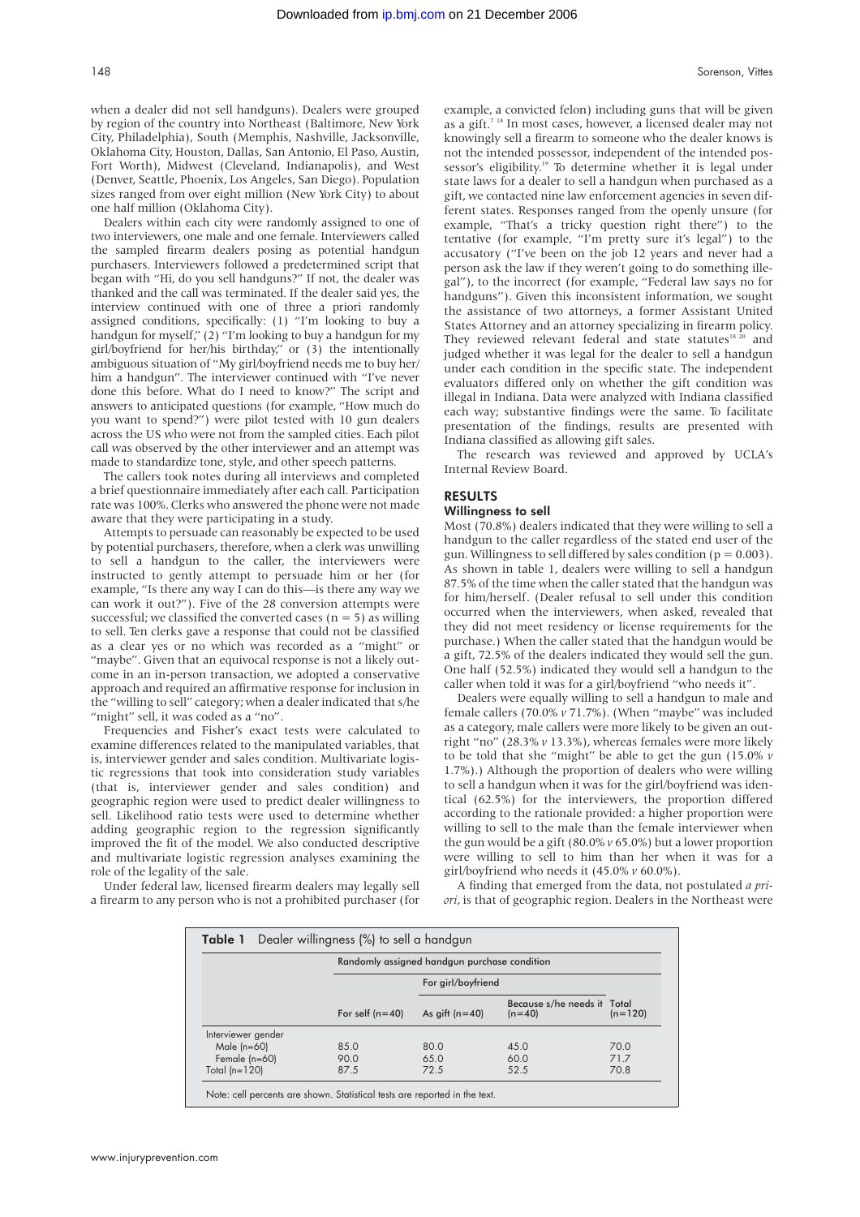when a dealer did not sell handguns). Dealers were grouped by region of the country into Northeast (Baltimore, New York City, Philadelphia), South (Memphis, Nashville, Jacksonville, Oklahoma City, Houston, Dallas, San Antonio, El Paso, Austin, Fort Worth), Midwest (Cleveland, Indianapolis), and West (Denver, Seattle, Phoenix, Los Angeles, San Diego). Population sizes ranged from over eight million (New York City) to about one half million (Oklahoma City).

Dealers within each city were randomly assigned to one of two interviewers, one male and one female. Interviewers called the sampled firearm dealers posing as potential handgun purchasers. Interviewers followed a predetermined script that began with "Hi, do you sell handguns?" If not, the dealer was thanked and the call was terminated. If the dealer said yes, the interview continued with one of three a priori randomly assigned conditions, specifically: (1) "I'm looking to buy a handgun for myself," (2) "I'm looking to buy a handgun for my girl/boyfriend for her/his birthday," or (3) the intentionally ambiguous situation of "My girl/boyfriend needs me to buy her/him a handgun". The interviewer continued with "I've never done this before. What do I need to know?" The script and answers to anticipated questions (for example, "How much do you want to spend?") were pilot tested with 10 gun dealers across the US who were not from the sampled cities. Each pilot call was observed by the other interviewer and an attempt was made to standardize tone, style, and other speech patterns.

The callers took notes during all interviews and completed a brief questionnaire immediately after each call. Participation rate was 100%. Clerks who answered the phone were not made aware that they were participating in a study.

Attempts to persuade can reasonably be expected to be used by potential purchasers, therefore, when a clerk was unwilling to sell a handgun to the caller, the interviewers were instructed to gently attempt to persuade him or her (for example, "Is there any way I can do this—is there any way we can work it out?"). Five of the 28 conversion attempts were successful; we classified the converted cases (n = 5) as willing to sell. Ten clerks gave a response that could not be classified as a clear yes or no which was recorded as a "might" or "maybe". Given that an equivocal response is not a likely outcome in an in-person transaction, we adopted a conservative approach and required an affirmative response for inclusion in the "willing to sell" category; when a dealer indicated that s/he "might" sell, it was coded as a "no".

Frequencies and Fisher's exact tests were calculated to examine differences related to the manipulated variables, that is, interviewer gender and sales condition. Multivariate logistic regressions that took into consideration study variables (that is, interviewer gender and sales condition) and geographic region were used to predict dealer willingness to sell. Likelihood ratio tests were used to determine whether adding geographic region to the regression significantly improved the fit of the model. We also conducted descriptive and multivariate logistic regression analyses examining the role of the legality of the sale.

Under federal law, licensed firearm dealers may legally sell a firearm to any person who is not a prohibited purchaser (for example, a convicted felon) including guns that will be given as a gift.[7,18] In most cases, however, a licensed dealer may not knowingly sell a firearm to someone who the dealer knows is not the intended possessor, independent of the intended possessor's eligibility.[19] To determine whether it is legal under state laws for a dealer to sell a handgun when purchased as a gift, we contacted nine law enforcement agencies in seven different states. Responses ranged from the openly unsure (for example, "That's a tricky question right there") to the tentative (for example, "I'm pretty sure it's legal") to the accusatory ("I've been on the job 12 years and never had a person ask the law if they weren't going to do something illegal"), to the incorrect (for example, "Federal law says no for handguns"). Given this inconsistent information, we sought the assistance of two attorneys, a former Assistant United States Attorney and an attorney specializing in firearm policy. They reviewed relevant federal and state statutes[18,20] and judged whether it was legal for the dealer to sell a handgun under each condition in the specific state. The independent evaluators differed only on whether the gift condition was illegal in Indiana. Data were analyzed with Indiana classified each way; substantive findings were the same. To facilitate presentation of the findings, results are presented with Indiana classified as allowing gift sales.

The research was reviewed and approved by UCLA's Internal Review Board.

## RESULTS

### Willingness to sell

Most (70.8%) dealers indicated that they were willing to sell a handgun to the caller regardless of the stated end user of the gun. Willingness to sell differed by sales condition (p = 0.003). As shown in table 1, dealers were willing to sell a handgun 87.5% of the time when the caller stated that the handgun was for him/herself. (Dealer refusal to sell under this condition occurred when the interviewers, when asked, revealed that they did not meet residency or license requirements for the purchase.) When the caller stated that the handgun would be a gift, 72.5% of the dealers indicated they would sell the gun. One half (52.5%) indicated they would sell a handgun to the caller when told it was for a girl/boyfriend "who needs it".

Dealers were equally willing to sell a handgun to male and female callers (70.0% *v* 71.7%). (When "maybe" was included as a category, male callers were more likely to be given an outright "no" (28.3% *v* 13.3%), whereas females were more likely to be told that she "might" be able to get the gun (15.0% *v* 1.7%).) Although the proportion of dealers who were willing to sell a handgun when it was for the girl/boyfriend was identical (62.5%) for the interviewers, the proportion differed according to the rationale provided: a higher proportion were willing to sell to the male than the female interviewer when the gun would be a gift (80.0% *v* 65.0%) but a lower proportion were willing to sell to him than her when it was for a girl/boyfriend who needs it (45.0% *v* 60.0%).

A finding that emerged from the data, not postulated *a priori*, is that of geographic region. Dealers in the Northeast were

**Table 1** Dealer willingness (%) to sell a handgun

| | Randomly assigned handgun purchase condition | | | |
|---|---|---|---|---|
| | | For girl/boyfriend | | |
| | For self (n=40) | As gift (n=40) | Because s/he needs it (n=40) | Total (n=120) |
| Interviewer gender | | | | |
| Male (n=60) | 85.0 | 80.0 | 45.0 | 70.0 |
| Female (n=60) | 90.0 | 65.0 | 60.0 | 71.7 |
| Total (n=120) | 87.5 | 72.5 | 52.5 | 70.8 |

Note: cell percents are shown. Statistical tests are reported in the text.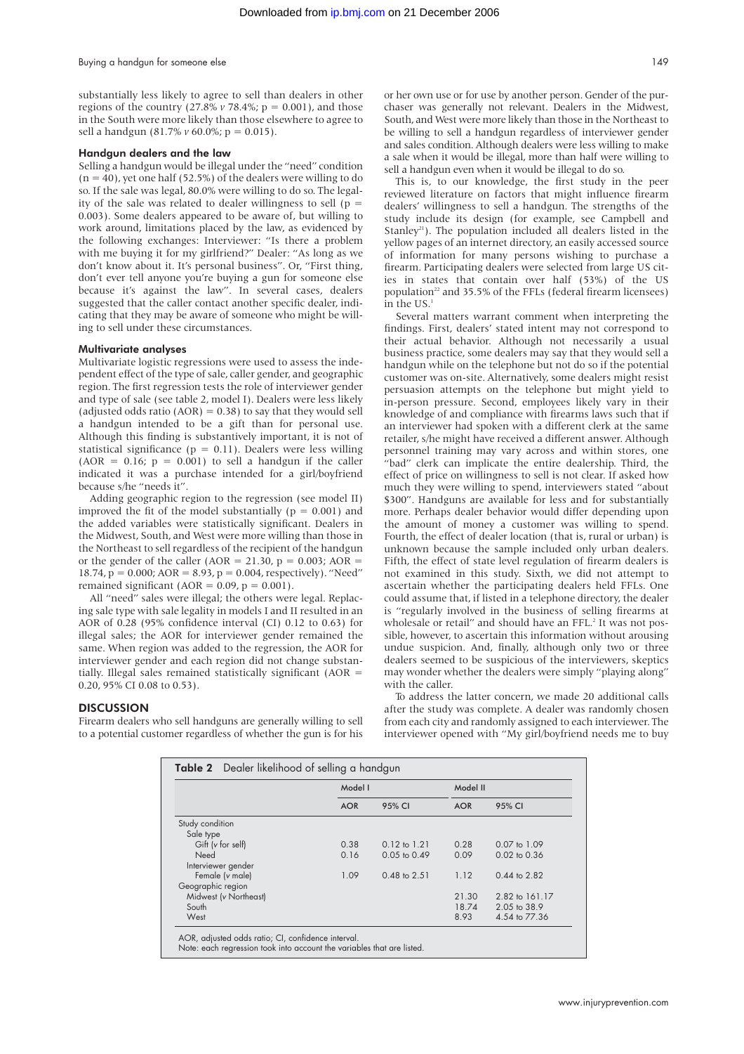substantially less likely to agree to sell than dealers in other regions of the country (27.8% *v* 78.4%; p = 0.001), and those in the South were more likely than those elsewhere to agree to sell a handgun (81.7% *v* 60.0%; p = 0.015).

### Handgun dealers and the law

Selling a handgun would be illegal under the "need" condition (n = 40), yet one half (52.5%) of the dealers were willing to do so. If the sale was legal, 80.0% were willing to do so. The legality of the sale was related to dealer willingness to sell (p = 0.003). Some dealers appeared to be aware of, but willing to work around, limitations placed by the law, as evidenced by the following exchanges: Interviewer: "Is there a problem with me buying it for my girlfriend?" Dealer: "As long as we don't know about it. It's personal business". Or, "First thing, don't ever tell anyone you're buying a gun for someone else because it's against the law". In several cases, dealers suggested that the caller contact another specific dealer, indicating that they may be aware of someone who might be willing to sell under these circumstances.

### Multivariate analyses

Multivariate logistic regressions were used to assess the independent effect of the type of sale, caller gender, and geographic region. The first regression tests the role of interviewer gender and type of sale (see table 2, model I). Dealers were less likely (adjusted odds ratio (AOR) = 0.38) to say that they would sell a handgun intended to be a gift than for personal use. Although this finding is substantively important, it is not of statistical significance (p = 0.11). Dealers were less willing (AOR = 0.16; p = 0.001) to sell a handgun if the caller indicated it was a purchase intended for a girl/boyfriend because s/he "needs it".

Adding geographic region to the regression (see model II) improved the fit of the model substantially (p = 0.001) and the added variables were statistically significant. Dealers in the Midwest, South, and West were more willing than those in the Northeast to sell regardless of the recipient of the handgun or the gender of the caller (AOR = 21.30, p = 0.003; AOR = 18.74, p = 0.000; AOR = 8.93, p = 0.004, respectively). "Need" remained significant (AOR = 0.09, p = 0.001).

All "need" sales were illegal; the others were legal. Replacing sale type with sale legality in models I and II resulted in an AOR of 0.28 (95% confidence interval (CI) 0.12 to 0.63) for illegal sales; the AOR for interviewer gender remained the same. When region was added to the regression, the AOR for interviewer gender and each region did not change substantially. Illegal sales remained statistically significant (AOR = 0.20, 95% CI 0.08 to 0.53).

## DISCUSSION

Firearm dealers who sell handguns are generally willing to sell to a potential customer regardless of whether the gun is for his or her own use or for use by another person. Gender of the purchaser was generally not relevant. Dealers in the Midwest, South, and West were more likely than those in the Northeast to be willing to sell a handgun regardless of interviewer gender and sales condition. Although dealers were less willing to make a sale when it would be illegal, more than half were willing to sell a handgun even when it would be illegal to do so.

This is, to our knowledge, the first study in the peer reviewed literature on factors that might influence firearm dealers' willingness to sell a handgun. The strengths of the study include its design (for example, see Campbell and Stanley[21]). The population included all dealers listed in the yellow pages of an internet directory, an easily accessed source of information for many persons wishing to purchase a firearm. Participating dealers were selected from large US cities in states that contain over half (53%) of the US population[22] and 35.5% of the FFLs (federal firearm licensees) in the US.[1]

Several matters warrant comment when interpreting the findings. First, dealers' stated intent may not correspond to their actual behavior. Although not necessarily a usual business practice, some dealers may say that they would sell a handgun while on the telephone but not do so if the potential customer was on-site. Alternatively, some dealers might resist persuasion attempts on the telephone but might yield to in-person pressure. Second, employees likely vary in their knowledge of and compliance with firearms laws such that if an interviewer had spoken with a different clerk at the same retailer, s/he might have received a different answer. Although personnel training may vary across and within stores, one "bad" clerk can implicate the entire dealership. Third, the effect of price on willingness to sell is not clear. If asked how much they were willing to spend, interviewers stated "about $300". Handguns are available for less and for substantially more. Perhaps dealer behavior would differ depending upon the amount of money a customer was willing to spend. Fourth, the effect of dealer location (that is, rural or urban) is unknown because the sample included only urban dealers. Fifth, the effect of state level regulation of firearm dealers is not examined in this study. Sixth, we did not attempt to ascertain whether the participating dealers held FFLs. One could assume that, if listed in a telephone directory, the dealer is "regularly involved in the business of selling firearms at wholesale or retail" and should have an FFL.[2] It was not possible, however, to ascertain this information without arousing undue suspicion. And, finally, although only two or three dealers seemed to be suspicious of the interviewers, skeptics may wonder whether the dealers were simply "playing along" with the caller.

To address the latter concern, we made 20 additional calls after the study was complete. A dealer was randomly chosen from each city and randomly assigned to each interviewer. The interviewer opened with "My girl/boyfriend needs me to buy

**Table 2** Dealer likelihood of selling a handgun

| | Model I | | Model II | |
|---|---|---|---|---|
| | AOR | 95% CI | AOR | 95% CI |
| Study condition | | | | |
| Sale type | | | | |
| Gift (*v* for self) | 0.38 | 0.12 to 1.21 | 0.28 | 0.07 to 1.09 |
| Need | 0.16 | 0.05 to 0.49 | 0.09 | 0.02 to 0.36 |
| Interviewer gender | | | | |
| Female (*v* male) | 1.09 | 0.48 to 2.51 | 1.12 | 0.44 to 2.82 |
| Geographic region | | | | |
| Midwest (*v* Northeast) | | | 21.30 | 2.82 to 161.17 |
| South | | | 18.74 | 2.05 to 38.9 |
| West | | | 8.93 | 4.54 to 77.36 |

AOR, adjusted odds ratio; CI, confidence interval.
Note: each regression took into account the variables that are listed.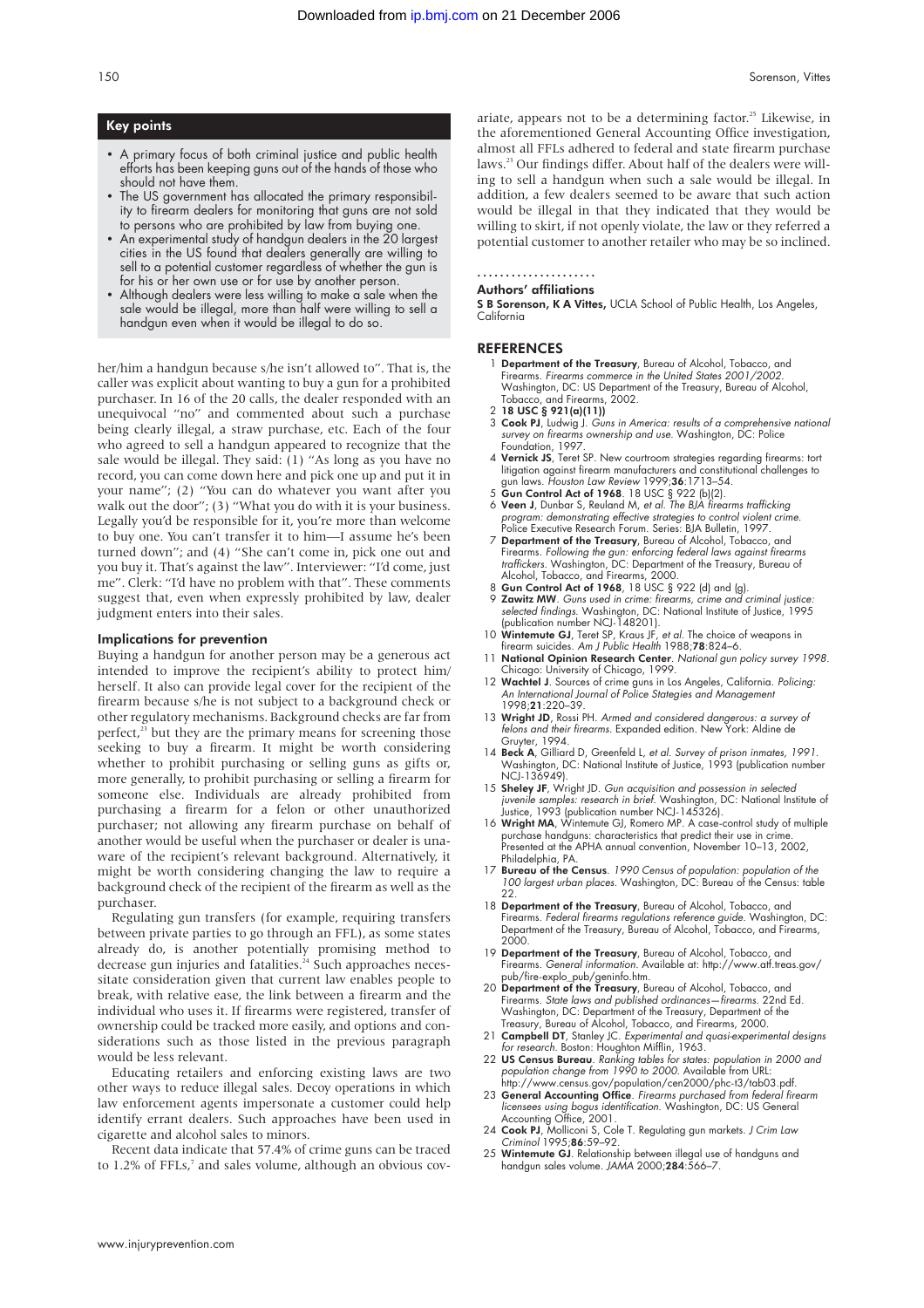## Key points

- A primary focus of both criminal justice and public health efforts has been keeping guns out of the hands of those who should not have them.
- The US government has allocated the primary responsibility to firearm dealers for monitoring that guns are not sold to persons who are prohibited by law from buying one.
- An experimental study of handgun dealers in the 20 largest cities in the US found that dealers generally are willing to sell to a potential customer regardless of whether the gun is for his or her own use or for use by another person.
- Although dealers were less willing to make a sale when the sale would be illegal, more than half were willing to sell a handgun even when it would be illegal to do so.

her/him a handgun because s/he isn't allowed to". That is, the caller was explicit about wanting to buy a gun for a prohibited purchaser. In 16 of the 20 calls, the dealer responded with an unequivocal "no" and commented about such a purchase being clearly illegal, a straw purchase, etc. Each of the four who agreed to sell a handgun appeared to recognize that the sale would be illegal. They said: (1) "As long as you have no record, you can come down here and pick one up and put it in your name"; (2) "You can do whatever you want after you walk out the door"; (3) "What you do with it is your business. Legally you'd be responsible for it, you're more than welcome to buy one. You can't transfer it to him—I assume he's been turned down"; and (4) "She can't come in, pick one out and you buy it. That's against the law". Interviewer: "I'd come, just me". Clerk: "I'd have no problem with that". These comments suggest that, even when expressly prohibited by law, dealer judgment enters into their sales.

### Implications for prevention

Buying a handgun for another person may be a generous act intended to improve the recipient's ability to protect him/herself. It also can provide legal cover for the recipient of the firearm because s/he is not subject to a background check or other regulatory mechanisms. Background checks are far from perfect,[23] but they are the primary means for screening those seeking to buy a firearm. It might be worth considering whether to prohibit purchasing or selling guns as gifts or, more generally, to prohibit purchasing or selling a firearm for someone else. Individuals are already prohibited from purchasing a firearm for a felon or other unauthorized purchaser; not allowing any firearm purchase on behalf of another would be useful when the purchaser or dealer is unaware of the recipient's relevant background. Alternatively, it might be worth considering changing the law to require a background check of the recipient of the firearm as well as the purchaser.

Regulating gun transfers (for example, requiring transfers between private parties to go through an FFL), as some states already do, is another potentially promising method to decrease gun injuries and fatalities.[24] Such approaches necessitate consideration given that current law enables people to break, with relative ease, the link between a firearm and the individual who uses it. If firearms were registered, transfer of ownership could be tracked more easily, and options and considerations such as those listed in the previous paragraph would be less relevant.

Educating retailers and enforcing existing laws are two other ways to reduce illegal sales. Decoy operations in which law enforcement agents impersonate a customer could help identify errant dealers. Such approaches have been used in cigarette and alcohol sales to minors.

Recent data indicate that 57.4% of crime guns can be traced to 1.2% of FFLs,[7] and sales volume, although an obvious covariate, appears not to be a determining factor.[25] Likewise, in the aforementioned General Accounting Office investigation, almost all FFLs adhered to federal and state firearm purchase laws.[23] Our findings differ. About half of the dealers were willing to sell a handgun when such a sale would be illegal. In addition, a few dealers seemed to be aware that such action would be illegal in that they indicated that they would be willing to skirt, if not openly violate, the law or they referred a potential customer to another retailer who may be so inclined.

### Authors' affiliations

**S B Sorenson, K A Vittes,** UCLA School of Public Health, Los Angeles, California

## REFERENCES

1. **Department of the Treasury**, Bureau of Alcohol, Tobacco, and Firearms. *Firearms commerce in the United States 2001/2002*. Washington, DC: US Department of the Treasury, Bureau of Alcohol, Tobacco, and Firearms, 2002.
2. **18 USC § 921(a)(11))**
3. **Cook PJ**, Ludwig J. *Guns in America: results of a comprehensive national survey on firearms ownership and use*. Washington, DC: Police Foundation, 1997.
4. **Vernick JS**, Teret SP. New courtroom strategies regarding firearms: tort litigation against firearm manufacturers and constitutional challenges to gun laws. *Houston Law Review* 1999;**36**:1713–54.
5. **Gun Control Act of 1968**. 18 USC § 922 (b)(2).
6. **Veen J**, Dunbar S, Reuland M, *et al. The BJA firearms trafficking program: demonstrating effective strategies to control violent crime*. Police Executive Research Forum. Series: BJA Bulletin, 1997.
7. **Department of the Treasury**, Bureau of Alcohol, Tobacco, and Firearms. *Following the gun: enforcing federal laws against firearms traffickers*. Washington, DC: Department of the Treasury, Bureau of Alcohol, Tobacco, and Firearms, 2000.
8. **Gun Control Act of 1968**, 18 USC § 922 (d) and (g).
9. **Zawitz MW**. *Guns used in crime: firearms, crime and criminal justice: selected findings*. Washington, DC: National Institute of Justice, 1995 (publication number NCJ-148201).
10. **Wintemute GJ**, Teret SP, Kraus JF, *et al*. The choice of weapons in firearm suicides. *Am J Public Health* 1988;**78**:824–6.
11. **National Opinion Research Center**. *National gun policy survey 1998*. Chicago: University of Chicago, 1999.
12. **Wachtel J**. Sources of crime guns in Los Angeles, California. *Policing: An International Journal of Police Stategies and Management* 1998;**21**:220–39.
13. **Wright JD**, Rossi PH. *Armed and considered dangerous: a survey of felons and their firearms*. Expanded edition. New York: Aldine de Gruyter, 1994.
14. **Beck A**, Gilliard D, Greenfeld L, *et al. Survey of prison inmates, 1991*. Washington, DC: National Institute of Justice, 1993 (publication number NCJ-136949).
15. **Sheley JF**, Wright JD. *Gun acquisition and possession in selected juvenile samples: research in brief*. Washington, DC: National Institute of Justice, 1993 (publication number NCJ-145326).
16. **Wright MA**, Wintemute GJ, Romero MP. A case-control study of multiple purchase handguns: characteristics that predict their use in crime. Presented at the APHA annual convention, November 10–13, 2002, Philadelphia, PA.
17. **Bureau of the Census**. *1990 Census of population: population of the 100 largest urban places*. Washington, DC: Bureau of the Census: table 22.
18. **Department of the Treasury**, Bureau of Alcohol, Tobacco, and Firearms. *Federal firearms regulations reference guide*. Washington, DC: Department of the Treasury, Bureau of Alcohol, Tobacco, and Firearms, 2000.
19. **Department of the Treasury**, Bureau of Alcohol, Tobacco, and Firearms. *General information*. Available at: http://www.atf.treas.gov/pub/fire-explo_pub/geninfo.htm.
20. **Department of the Treasury**, Bureau of Alcohol, Tobacco, and Firearms. *State laws and published ordinances—firearms*. 22nd Ed. Washington, DC: Department of the Treasury, Department of the Treasury, Bureau of Alcohol, Tobacco, and Firearms, 2000.
21. **Campbell DT**, Stanley JC. *Experimental and quasi-experimental designs for research*. Boston: Houghton Mifflin, 1963.
22. **US Census Bureau**. *Ranking tables for states: population in 2000 and population change from 1990 to 2000*. Available from URL: http://www.census.gov/population/cen2000/phc-t3/tab03.pdf.
23. **General Accounting Office**. *Firearms purchased from federal firearm licensees using bogus identification*. Washington, DC: US General Accounting Office, 2001.
24. **Cook PJ**, Molliconi S, Cole T. Regulating gun markets. *J Crim Law Criminol* 1995;**86**:59–92.
25. **Wintemute GJ**. Relationship between illegal use of handguns and handgun sales volume. *JAMA* 2000;**284**:566–7.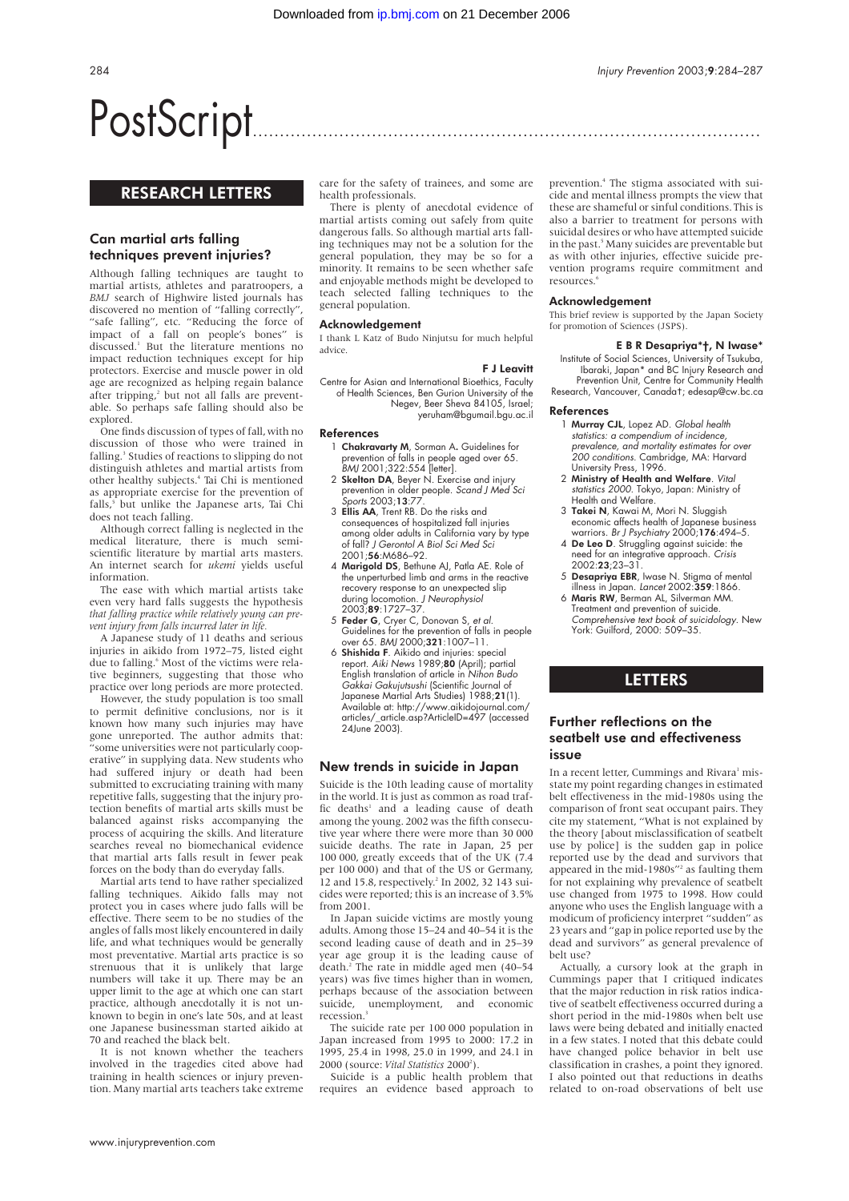# PostScript

## RESEARCH LETTERS

### Can martial arts falling techniques prevent injuries?

Although falling techniques are taught to martial artists, athletes and paratroopers, a *BMJ* search of Highwire listed journals has discovered no mention of "falling correctly", "safe falling", etc. "Reducing the force of impact of a fall on people's bones" is discussed.[1] But the literature mentions no impact reduction techniques except for hip protectors. Exercise and muscle power in old age are recognized as helping regain balance after tripping,[2] but not all falls are preventable. So perhaps safe falling should also be explored.

One finds discussion of types of fall, with no discussion of those who were trained in falling.[3] Studies of reactions to slipping do not distinguish athletes and martial artists from other healthy subjects.[4] Tai Chi is mentioned as appropriate exercise for the prevention of falls,[5] but unlike the Japanese arts, Tai Chi does not teach falling.

Although correct falling is neglected in the medical literature, there is much semi-scientific literature by martial arts masters. An internet search for *ukemi* yields useful information.

The ease with which martial artists take even very hard falls suggests the hypothesis *that falling practice while relatively young can prevent injury from falls incurred later in life*.

A Japanese study of 11 deaths and serious injuries in aikido from 1972–75, listed eight due to falling.[6] Most of the victims were relative beginners, suggesting that those who practice over long periods are more protected.

However, the study population is too small to permit definitive conclusions, nor is it known how many such injuries may have gone unreported. The author admits that: "some universities were not particularly cooperative" in supplying data. New students who had suffered injury or death had been submitted to excruciating training with many repetitive falls, suggesting that the injury protection benefits of martial arts skills must be balanced against risks accompanying the process of acquiring the skills. And literature searches reveal no biomechanical evidence that martial arts falls result in fewer peak forces on the body than do everyday falls.

Martial arts tend to have rather specialized falling techniques. Aikido falls may not protect you in cases where judo falls will be effective. There seem to be no studies of the angles of falls most likely encountered in daily life, and what techniques would be generally most preventative. Martial arts practice is so strenuous that it is unlikely that large numbers will take it up. There may be an upper limit to the age at which one can start practice, although anecdotally it is not unknown to begin in one's late 50s, and at least one Japanese businessman started aikido at 70 and reached the black belt.

It is not known whether the teachers involved in the tragedies cited above had training in health sciences or injury prevention. Many martial arts teachers take extreme care for the safety of trainees, and some are health professionals.

There is plenty of anecdotal evidence of martial artists coming out safely from quite dangerous falls. So although martial arts falling techniques may not be a solution for the general population, they may be so for a minority. It remains to be seen whether safe and enjoyable methods might be developed to teach selected falling techniques to the general population.

#### Acknowledgement

I thank L Katz of Budo Ninjutsu for much helpful advice.

**F J Leavitt**

Centre for Asian and International Bioethics, Faculty of Health Sciences, Ben Gurion University of the Negev, Beer Sheva 84105, Israel; yeruham@bgumail.bgu.ac.il

#### References

1. **Chakravarty M**, Sorman A. Guidelines for prevention of falls in people aged over 65. *BMJ* 2001;322:554 [letter].
2. **Skelton DA**, Beyer N. Exercise and injury prevention in older people. *Scand J Med Sci Sports* 2003;**13**:77.
3. **Ellis AA**, Trent RB. Do the risks and consequences of hospitalized fall injuries among older adults in California vary by type of fall? *J Gerontol A Biol Sci Med Sci* 2001;**56**:M686–92.
4. **Marigold DS**, Bethune AJ, Patla AE. Role of the unperturbed limb and arms in the reactive recovery response to an unexpected slip during locomotion. *J Neurophysiol* 2003;**89**:1727–37.
5. **Feder G**, Cryer C, Donovan S, *et al*. Guidelines for the prevention of falls in people over 65. *BMJ* 2000;**321**:1007–11.
6. **Shishida F**. Aikido and injuries: special report. *Aiki News* 1989;**80** (April); partial English translation of article in *Nihon Budo Gakkai Gakujutsushi* (Scientific Journal of Japanese Martial Arts Studies) 1988;**21**(1). Available at: http://www.aikidojournal.com/articles/_article.asp?ArticleID=497 (accessed 24June 2003).

### New trends in suicide in Japan

Suicide is the 10th leading cause of mortality in the world. It is just as common as road traffic deaths[1] and a leading cause of death among the young. 2002 was the fifth consecutive year where there were more than 30 000 suicide deaths. The rate in Japan, 25 per 100 000, greatly exceeds that of the UK (7.4 per 100 000) and that of the US or Germany, 12 and 15.8, respectively.[2] In 2002, 32 143 suicides were reported; this is an increase of 3.5% from 2001.

In Japan suicide victims are mostly young adults. Among those 15–24 and 40–54 it is the second leading cause of death and in 25–39 year age group it is the leading cause of death.[2] The rate in middle aged men (40–54 years) was five times higher than in women, perhaps because of the association between suicide, unemployment, and economic recession.[3]

The suicide rate per 100 000 population in Japan increased from 1995 to 2000: 17.2 in 1995, 25.4 in 1998, 25.0 in 1999, and 24.1 in 2000 (source: *Vital Statistics* 2000[2]).

Suicide is a public health problem that requires an evidence based approach to prevention.[4] The stigma associated with suicide and mental illness prompts the view that these are shameful or sinful conditions. This is also a barrier to treatment for persons with suicidal desires or who have attempted suicide in the past.[5] Many suicides are preventable but as with other injuries, effective suicide prevention programs require commitment and resources.[6]

#### Acknowledgement

This brief review is supported by the Japan Society for promotion of Sciences (JSPS).

**E B R Desapriya\*†, N Iwase\***

Institute of Social Sciences, University of Tsukuba, Ibaraki, Japan\* and BC Injury Research and Prevention Unit, Centre for Community Health Research, Vancouver, Canada†; edesap@cw.bc.ca

#### References

1. **Murray CJL**, Lopez AD. *Global health statistics: a compendium of incidence, prevalence, and mortality estimates for over 200 conditions*. Cambridge, MA: Harvard University Press, 1996.
2. **Ministry of Health and Welfare**. *Vital statistics 2000*. Tokyo, Japan: Ministry of Health and Welfare.
3. **Takei N**, Kawai M, Mori N. Sluggish economic affects health of Japanese business warriors. *Br J Psychiatry* 2000;**176**:494–5.
4. **De Leo D**. Struggling against suicide: the need for an integrative approach. *Crisis* 2002:**23**;23–31.
5. **Desapriya EBR**, Iwase N. Stigma of mental illness in Japan. *Lancet* 2002:**359**:1866.
6. **Maris RW**, Berman AL, Silverman MM. Treatment and prevention of suicide. *Comprehensive text book of suicidology*. New York: Guilford, 2000: 509–35.

## LETTERS

### Further reflections on the seatbelt use and effectiveness issue

In a recent letter, Cummings and Rivara[1] misstate my point regarding changes in estimated belt effectiveness in the mid-1980s using the comparison of front seat occupant pairs. They cite my statement, "What is not explained by the theory [about misclassification of seatbelt use by police] is the sudden gap in police reported use by the dead and survivors that appeared in the mid-1980s"[2] as faulting them for not explaining why prevalence of seatbelt use changed from 1975 to 1998. How could anyone who uses the English language with a modicum of proficiency interpret "sudden" as 23 years and "gap in police reported use by the dead and survivors" as general prevalence of belt use?

Actually, a cursory look at the graph in Cummings paper that I critiqued indicates that the major reduction in risk ratios indicative of seatbelt effectiveness occurred during a short period in the mid-1980s when belt use laws were being debated and initially enacted in a few states. I noted that this debate could have changed police behavior in belt use classification in crashes, a point they ignored. I also pointed out that reductions in deaths related to on-road observations of belt use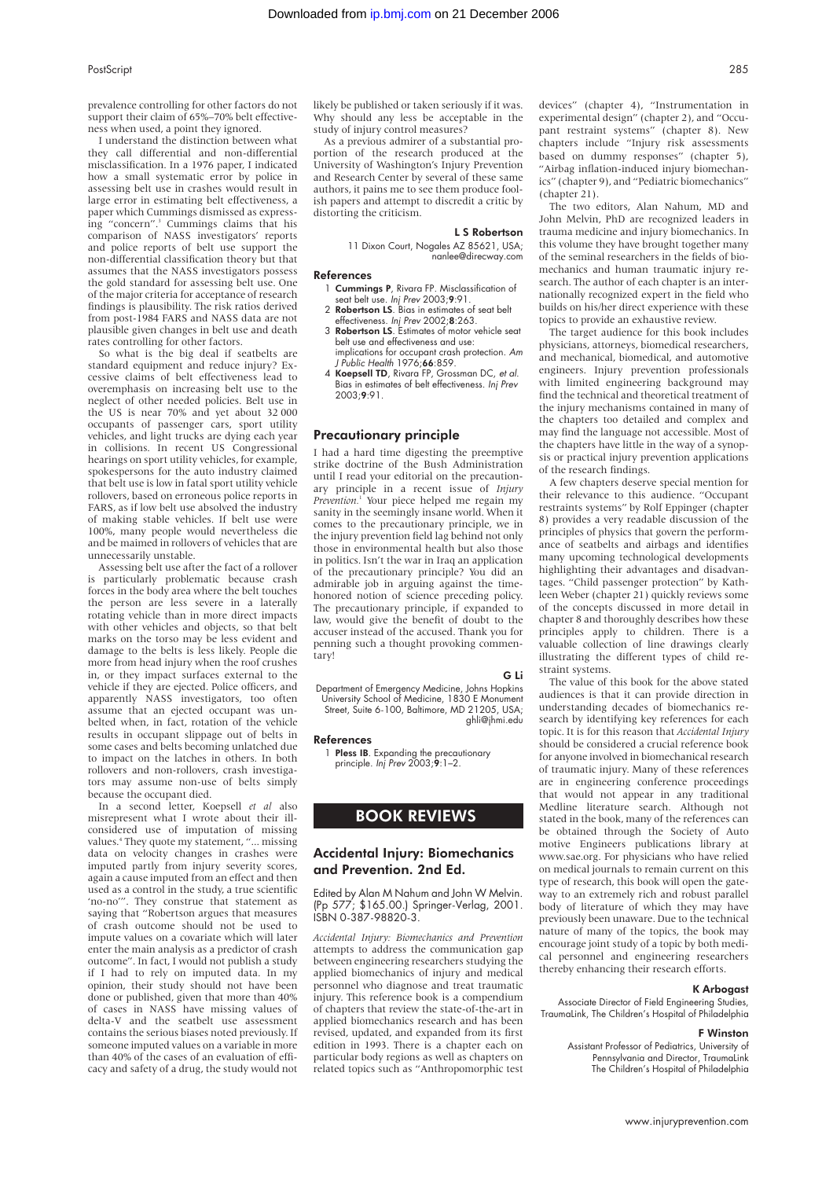prevalence controlling for other factors do not support their claim of 65%–70% belt effectiveness when used, a point they ignored.

I understand the distinction between what they call differential and non-differential misclassification. In a 1976 paper, I indicated how a small systematic error by police in assessing belt use in crashes would result in large error in estimating belt effectiveness, a paper which Cummings dismissed as expressing "concern".[3] Cummings claims that his comparison of NASS investigators' reports and police reports of belt use support the non-differential classification theory but that assumes that the NASS investigators possess the gold standard for assessing belt use. One of the major criteria for acceptance of research findings is plausibility. The risk ratios derived from post-1984 FARS and NASS data are not plausible given changes in belt use and death rates controlling for other factors.

So what is the big deal if seatbelts are standard equipment and reduce injury? Excessive claims of belt effectiveness lead to overemphasis on increasing belt use to the neglect of other needed policies. Belt use in the US is near 70% and yet about 32 000 occupants of passenger cars, sport utility vehicles, and light trucks are dying each year in collisions. In recent US Congressional hearings on sport utility vehicles, for example, spokespersons for the auto industry claimed that belt use is low in fatal sport utility vehicle rollovers, based on erroneous police reports in FARS, as if low belt use absolved the industry of making stable vehicles. If belt use were 100%, many people would nevertheless die and be maimed in rollovers of vehicles that are unnecessarily unstable.

Assessing belt use after the fact of a rollover is particularly problematic because crash forces in the body area where the belt touches the person are less severe in a laterally rotating vehicle than in more direct impacts with other vehicles and objects, so that belt marks on the torso may be less evident and damage to the belts is less likely. People die more from head injury when the roof crushes in, or they impact surfaces external to the vehicle if they are ejected. Police officers, and apparently NASS investigators, too often assume that an ejected occupant was unbelted when, in fact, rotation of the vehicle results in occupant slippage out of belts in some cases and belts becoming unlatched due to impact on the latches in others. In both rollovers and non-rollovers, crash investigators may assume non-use of belts simply because the occupant died.

In a second letter, Koepsell *et al* also misrepresent what I wrote about their ill-considered use of imputation of missing values.[4] They quote my statement, "... missing data on velocity changes in crashes were imputed partly from injury severity scores, again a cause imputed from an effect and then used as a control in the study, a true scientific 'no-no'". They construe that statement as saying that "Robertson argues that measures of crash outcome should not be used to impute values on a covariate which will later enter the main analysis as a predictor of crash outcome". In fact, I would not publish a study if I had to rely on imputed data. In my opinion, their study should not have been done or published, given that more than 40% of cases in NASS have missing values of delta-V and the seatbelt use assessment contains the serious biases noted previously. If someone imputed values on a variable in more than 40% of the cases of an evaluation of efficacy and safety of a drug, the study would not likely be published or taken seriously if it was. Why should any less be acceptable in the study of injury control measures?

As a previous admirer of a substantial proportion of the research produced at the University of Washington's Injury Prevention and Research Center by several of these same authors, it pains me to see them produce foolish papers and attempt to discredit a critic by distorting the criticism.

**L S Robertson**

11 Dixon Court, Nogales AZ 85621, USA; nanlee@direcway.com

### References

1. **Cummings P**, Rivara FP. Misclassification of seat belt use. *Inj Prev* 2003;**9**:91.
2. **Robertson LS**. Bias in estimates of seat belt effectiveness. *Inj Prev* 2002;**8**:263.
3. **Robertson LS**. Estimates of motor vehicle seat belt use and effectiveness and use: implications for occupant crash protection. *Am J Public Health* 1976;**66**:859.
4. **Koepsell TD**, Rivara FP, Grossman DC, *et al.* Bias in estimates of belt effectiveness. *Inj Prev* 2003;**9**:91.

## Precautionary principle

I had a hard time digesting the preemptive strike doctrine of the Bush Administration until I read your editorial on the precautionary principle in a recent issue of *Injury Prevention*.[1] Your piece helped me regain my sanity in the seemingly insane world. When it comes to the precautionary principle, we in the injury prevention field lag behind not only those in environmental health but also those in politics. Isn't the war in Iraq an application of the precautionary principle? You did an admirable job in arguing against the time-honored notion of science preceding policy. The precautionary principle, if expanded to law, would give the benefit of doubt to the accuser instead of the accused. Thank you for penning such a thought provoking commentary!

**G Li**

Department of Emergency Medicine, Johns Hopkins University School of Medicine, 1830 E Monument Street, Suite 6-100, Baltimore, MD 21205, USA; ghli@jhmi.edu

### References

1. **Pless IB**. Expanding the precautionary principle. *Inj Prev* 2003;**9**:1–2.

# BOOK REVIEWS

## Accidental Injury: Biomechanics and Prevention. 2nd Ed.

Edited by Alan M Nahum and John W Melvin. (Pp 577; $165.00.) Springer-Verlag, 2001. ISBN 0-387-98820-3.

*Accidental Injury: Biomechanics and Prevention* attempts to address the communication gap between engineering researchers studying the applied biomechanics of injury and medical personnel who diagnose and treat traumatic injury. This reference book is a compendium of chapters that review the state-of-the-art in applied biomechanics research and has been revised, updated, and expanded from its first edition in 1993. There is a chapter each on particular body regions as well as chapters on related topics such as "Anthropomorphic test devices" (chapter 4), "Instrumentation in experimental design" (chapter 2), and "Occupant restraint systems" (chapter 8). New chapters include "Injury risk assessments based on dummy responses" (chapter 5), "Airbag inflation-induced injury biomechanics" (chapter 9), and "Pediatric biomechanics" (chapter 21).

The two editors, Alan Nahum, MD and John Melvin, PhD are recognized leaders in trauma medicine and injury biomechanics. In this volume they have brought together many of the seminal researchers in the fields of biomechanics and human traumatic injury research. The author of each chapter is an internationally recognized expert in the field who builds on his/her direct experience with these topics to provide an exhaustive review.

The target audience for this book includes physicians, attorneys, biomedical researchers, and mechanical, biomedical, and automotive engineers. Injury prevention professionals with limited engineering background may find the technical and theoretical treatment of the injury mechanisms contained in many of the chapters too detailed and complex and may find the language not accessible. Most of the chapters have little in the way of a synopsis or practical injury prevention applications of the research findings.

A few chapters deserve special mention for their relevance to this audience. "Occupant restraints systems" by Rolf Eppinger (chapter 8) provides a very readable discussion of the principles of physics that govern the performance of seatbelts and airbags and identifies many upcoming technological developments highlighting their advantages and disadvantages. "Child passenger protection" by Kathleen Weber (chapter 21) quickly reviews some of the concepts discussed in more detail in chapter 8 and thoroughly describes how these principles apply to children. There is a valuable collection of line drawings clearly illustrating the different types of child restraint systems.

The value of this book for the above stated audiences is that it can provide direction in understanding decades of biomechanics research by identifying key references for each topic. It is for this reason that *Accidental Injury* should be considered a crucial reference book for anyone involved in biomechanical research of traumatic injury. Many of these references are in engineering conference proceedings that would not appear in any traditional Medline literature search. Although not stated in the book, many of the references can be obtained through the Society of Auto motive Engineers publications library at www.sae.org. For physicians who have relied on medical journals to remain current on this type of research, this book will open the gateway to an extremely rich and robust parallel body of literature of which they may have previously been unaware. Due to the technical nature of many of the topics, the book may encourage joint study of a topic by both medical personnel and engineering researchers thereby enhancing their research efforts.

**K Arbogast**

Associate Director of Field Engineering Studies, TraumaLink, The Children's Hospital of Philadelphia

**F Winston**

Assistant Professor of Pediatrics, University of Pennsylvania and Director, TraumaLink The Children's Hospital of Philadelphia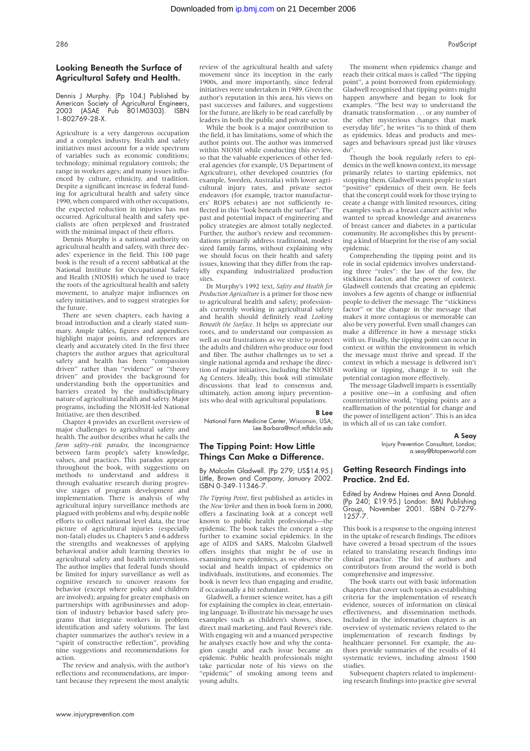## Looking Beneath the Surface of Agricultural Safety and Health.

Dennis J Murphy. (Pp 104.) Published by American Society of Agricultural Engineers, 2003 (ASAE Pub 801M0303). ISBN 1-802769-28-X.

Agriculture is a very dangerous occupation and a complex industry. Health and safety initiatives must account for a wide spectrum of variables such as economic conditions; technology; minimal regulatory controls; the range in workers ages; and many issues influenced by culture, ethnicity, and tradition. Despite a significant increase in federal funding for agricultural health and safety since 1990, when compared with other occupations, the expected reduction in injuries has not occurred. Agricultural health and safety specialists are often perplexed and frustrated with the minimal impact of their efforts.

Dennis Murphy is a national authority on agricultural health and safety, with three decades' experience in the field. This 100 page book is the result of a recent sabbatical at the National Institute for Occupational Safety and Health (NIOSH) which he used to trace the roots of the agricultural health and safety movement, to analyze major influences on safety initiatives, and to suggest strategies for the future.

There are seven chapters, each having a broad introduction and a clearly stated summary. Ample tables, figures and appendices highlight major points, and references are clearly and accurately cited. In the first three chapters the author argues that agricultural safety and health has been "compassion driven" rather than "evidence" or "theory driven" and provides the background for understanding both the opportunities and barriers created by the multidisciplinary nature of agricultural health and safety. Major programs, including the NIOSH-led National Initiative, are then described.

Chapter 4 provides an excellent overview of major challenges to agricultural safety and health. The author describes what he calls the *farm safety–risk paradox,* the incongruence between farm people's safety knowledge, values, and practices. This paradox appears throughout the book, with suggestions on methods to understand and address it through evaluative research during progressive stages of program development and implementation. There is analysis of why agricultural injury surveillance methods are plagued with problems and why, despite noble efforts to collect national level data, the true picture of agricultural injuries (especially non-fatal) eludes us. Chapters 5 and 6 address the strengths and weaknesses of applying behavioral and/or adult learning theories to agricultural safety and health interventions. The author implies that federal funds should be limited for injury surveillance as well as cognitive research to uncover reasons for behavior (except where policy and children are involved); arguing for greater emphasis on partnerships with agribusinesses and adoption of industry behavior based safety programs that integrate workers in problem identification and safety solutions. The last chapter summarizes the author's review in a "spirit of constructive reflection", providing nine suggestions and recommendations for action.

The review and analysis, with the author's reflections and recommendations, are important because they represent the most analytic review of the agricultural health and safety movement since its inception in the early 1900s, and more importantly, since federal initiatives were undertaken in 1989. Given the author's reputation in this area, his views on past successes and failures, and suggestions for the future, are likely to be read carefully by leaders in both the public and private sector.

While the book is a major contribution to the field, it has limitations, some of which the author points out. The author was immersed within NIOSH while conducting this review, so that the valuable experiences of other federal agencies (for example, US Department of Agriculture), other developed countries (for example, Sweden, Australia) with lower agricultural injury rates, and private sector endeavors (for example, tractor manufacturers' ROPS rebates) are not sufficiently reflected in this "look beneath the surface". The past and potential impact of engineering and policy strategies are almost totally neglected. Further, the author's review and recommendations primarily address traditional, modest sized family farms, without explaining why we should focus on their health and safety issues, knowing that they differ from the rapidly expanding industrialized production sites.

Dr Murphy's 1992 text, *Safety and Health for Production Agriculture* is a primer for those new to agricultural health and safety; professionals currently working in agricultural safety and health should definitely read *Looking Beneath the Surface*. It helps us appreciate our roots, and to understand our compassion as well as our frustrations as we strive to protect the adults and children who produce our food and fiber. The author challenges us to set a single national agenda and reshape the direction of major initiatives, including the NIOSH Ag Centers. Ideally, this book will stimulate discussions that lead to consensus and, ultimately, action among injury preventionists who deal with agricultural populations.

**B Lee**
National Farm Medicine Center, Wisconsin, USA; Lee.Barbara@mcrf.mfldclin.edu

## The Tipping Point: How Little Things Can Make a Difference.

By Malcolm Gladwell. (Pp 279; US$14.95.) Little, Brown and Company, January 2002. ISBN 0-349-11346-7.

*The Tipping Point*, first published as articles in the *New Yorker* and then in book form in 2000, offers a fascinating look at a concept well known to public health professionals—the epidemic. The book takes the concept a step further to examine social epidemics. In the age of AIDS and SARS, Malcolm Gladwell offers insights that might be of use in examining new epidemics, as we observe the social and health impact of epidemics on individuals, institutions, and economies. The book is never less than engaging and erudite, if occasionally a bit redundant.

Gladwell, a former science writer, has a gift for explaining the complex in clear, entertaining language. To illustrate his message he uses examples such as children's shows, shoes, direct mail marketing, and Paul Revere's ride. With engaging wit and a nuanced perspective he analyses exactly how and why the contagion caught and each issue became an epidemic. Public health professionals might take particular note of his views on the "epidemic" of smoking among teens and young adults.

The moment when epidemics change and reach their critical mass is called "The tipping point", a point borrowed from epidemiology. Gladwell recognised that tipping points might happen anywhere and began to look for examples. "The best way to understand the dramatic transformation . . . or any number of the other mysterious changes that mark everyday life", he writes "is to think of them as epidemics. Ideas and products and messages and behaviours spread just like viruses do".

Though the book regularly refers to epidemics in the well known context, its message primarily relates to starting epidemics, not stopping them. Gladwell wants people to start "positive" epidemics of their own. He feels that the concept could work for those trying to create a change with limited resources, citing examples such as a breast cancer activist who wanted to spread knowledge and awareness of breast cancer and diabetes in a particular community. He accomplishes this by presenting a kind of blueprint for the rise of any social epidemic.

Comprehending the tipping point and its role in social epidemics involves understanding three "rules": the law of the few, the stickiness factor, and the power of context. Gladwell contends that creating an epidemic involves a few agents of change or influential people to deliver the message. The "stickiness factor" or the change in the message that makes it more contagious or memorable can also be very powerful. Even small changes can make a difference in how a message sticks with us. Finally, the tipping point can occur in context or within the environment in which the message must thrive and spread. If the context in which a message is delivered isn't working or tipping, change it to suit the potential contagion more effectively.

The message Gladwell imparts is essentially a positive one—in a confusing and often counterintuitive world, "tipping points are a reaffirmation of the potential for change and the power of intelligent action". This is an idea in which all of us can take comfort.

**A Seay**
Injury Prevention Consultant, London; a.seay@btopenworld.com

## Getting Research Findings into Practice. 2nd Ed.

Edited by Andrew Haines and Anna Donald. (Pp 240; £19.95.) London: BMJ Publishing Group, November 2001. ISBN 0-7279-1257-7.

This book is a response to the ongoing interest in the uptake of research findings. The editors have covered a broad spectrum of the issues related to translating research findings into clinical practice. The list of authors and contributors from around the world is both comprehensive and impressive.

The book starts out with basic information chapters that cover such topics as establishing criteria for the implementation of research evidence, sources of information on clinical effectiveness, and dissemination methods. Included in the information chapters is an overview of systematic reviews related to the implementation of research findings by healthcare personnel. For example, the authors provide summaries of the results of 41 systematic reviews, including almost 1500 studies.

Subsequent chapters related to implementing research findings into practice give several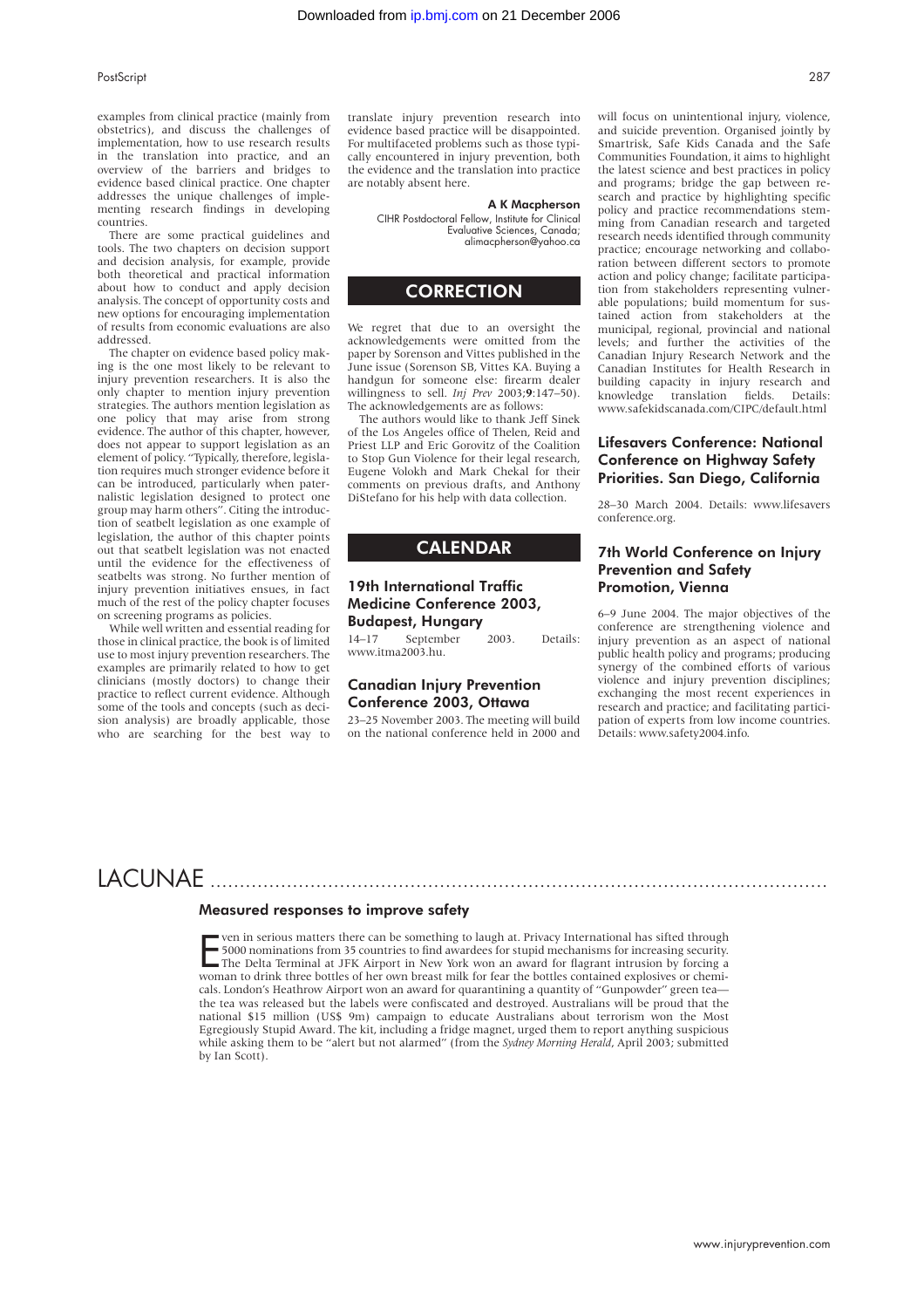examples from clinical practice (mainly from obstetrics), and discuss the challenges of implementation, how to use research results in the translation into practice, and an overview of the barriers and bridges to evidence based clinical practice. One chapter addresses the unique challenges of implementing research findings in developing countries.

There are some practical guidelines and tools. The two chapters on decision support and decision analysis, for example, provide both theoretical and practical information about how to conduct and apply decision analysis. The concept of opportunity costs and new options for encouraging implementation of results from economic evaluations are also addressed.

The chapter on evidence based policy making is the one most likely to be relevant to injury prevention researchers. It is also the only chapter to mention injury prevention strategies. The authors mention legislation as one policy that may arise from strong evidence. The author of this chapter, however, does not appear to support legislation as an element of policy. "Typically, therefore, legislation requires much stronger evidence before it can be introduced, particularly when paternalistic legislation designed to protect one group may harm others". Citing the introduction of seatbelt legislation as one example of legislation, the author of this chapter points out that seatbelt legislation was not enacted until the evidence for the effectiveness of seatbelts was strong. No further mention of injury prevention initiatives ensues, in fact much of the rest of the policy chapter focuses on screening programs as policies.

While well written and essential reading for those in clinical practice, the book is of limited use to most injury prevention researchers. The examples are primarily related to how to get clinicians (mostly doctors) to change their practice to reflect current evidence. Although some of the tools and concepts (such as decision analysis) are broadly applicable, those who are searching for the best way to translate injury prevention research into evidence based practice will be disappointed. For multifaceted problems such as those typically encountered in injury prevention, both the evidence and the translation into practice are notably absent here.

**A K Macpherson**
CIHR Postdoctoral Fellow, Institute for Clinical Evaluative Sciences, Canada; alimacpherson@yahoo.ca

## CORRECTION

We regret that due to an oversight the acknowledgements were omitted from the paper by Sorenson and Vittes published in the June issue (Sorenson SB, Vittes KA. Buying a handgun for someone else: firearm dealer willingness to sell. *Inj Prev* 2003;**9**:147–50). The acknowledgements are as follows:

The authors would like to thank Jeff Sinek of the Los Angeles office of Thelen, Reid and Priest LLP and Eric Gorovitz of the Coalition to Stop Gun Violence for their legal research, Eugene Volokh and Mark Chekal for their comments on previous drafts, and Anthony DiStefano for his help with data collection.

## CALENDAR

### 19th International Traffic Medicine Conference 2003, Budapest, Hungary

14–17 September 2003. Details: www.itma2003.hu.

### Canadian Injury Prevention Conference 2003, Ottawa

23–25 November 2003. The meeting will build on the national conference held in 2000 and will focus on unintentional injury, violence, and suicide prevention. Organised jointly by Smartrisk, Safe Kids Canada and the Safe Communities Foundation, it aims to highlight the latest science and best practices in policy and programs; bridge the gap between research and practice by highlighting specific policy and practice recommendations stemming from Canadian research and targeted research needs identified through community practice; encourage networking and collaboration between different sectors to promote action and policy change; facilitate participation from stakeholders representing vulnerable populations; build momentum for sustained action from stakeholders at the municipal, regional, provincial and national levels; and further the activities of the Canadian Injury Research Network and the Canadian Institutes for Health Research in building capacity in injury research and knowledge translation fields. Details: www.safekidscanada.com/CIPC/default.html

### Lifesavers Conference: National Conference on Highway Safety Priorities. San Diego, California

28–30 March 2004. Details: www.lifesavers conference.org.

### 7th World Conference on Injury Prevention and Safety Promotion, Vienna

6–9 June 2004. The major objectives of the conference are strengthening violence and injury prevention as an aspect of national public health policy and programs; producing synergy of the combined efforts of various violence and injury prevention disciplines; exchanging the most recent experiences in research and practice; and facilitating participation of experts from low income countries. Details: www.safety2004.info.

# LACUNAE

### Measured responses to improve safety

Even in serious matters there can be something to laugh at. Privacy International has sifted through 5000 nominations from 35 countries to find awardees for stupid mechanisms for increasing security. The Delta Terminal at JFK Airport in New York won an award for flagrant intrusion by forcing a woman to drink three bottles of her own breast milk for fear the bottles contained explosives or chemicals. London's Heathrow Airport won an award for quarantining a quantity of "Gunpowder" green tea—the tea was released but the labels were confiscated and destroyed. Australians will be proud that the national $15 million (US$ 9m) campaign to educate Australians about terrorism won the Most Egregiously Stupid Award. The kit, including a fridge magnet, urged them to report anything suspicious while asking them to be "alert but not alarmed" (from the *Sydney Morning Herald*, April 2003; submitted by Ian Scott).